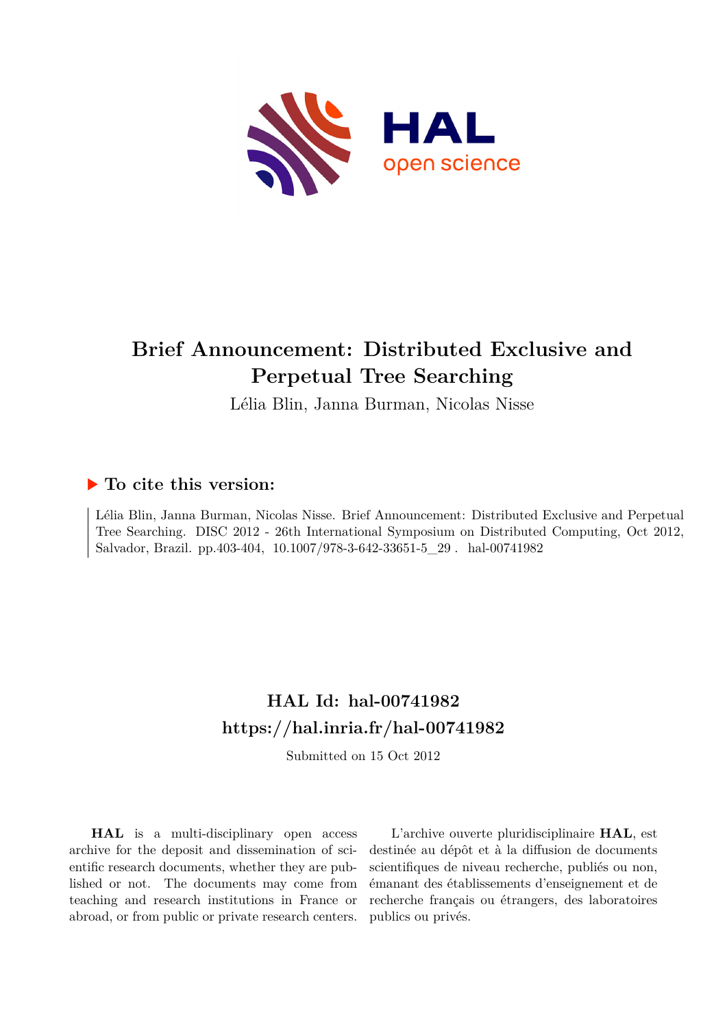# Brief Announcement: Distributed Exclusive and Perpetual Tree Searching

Lélia Blin, Janna Burman, Nicolas Nisse

## ▶ To cite this version:

Lélia Blin, Janna Burman, Nicolas Nisse. Brief Announcement: Distributed Exclusive and Perpetual Tree Searching. DISC 2012 - 26th International Symposium on Distributed Computing, Oct 2012, Salvador, Brazil. pp.403-404, 10.1007/978-3-642-33651-5_29 . hal-00741982

## HAL Id: hal-00741982
## https://hal.inria.fr/hal-00741982

Submitted on 15 Oct 2012

**HAL** is a multi-disciplinary open access archive for the deposit and dissemination of scientific research documents, whether they are published or not. The documents may come from teaching and research institutions in France or abroad, or from public or private research centers.

L'archive ouverte pluridisciplinaire **HAL**, est destinée au dépôt et à la diffusion de documents scientifiques de niveau recherche, publiés ou non, émanant des établissements d'enseignement et de recherche français ou étrangers, des laboratoires publics ou privés.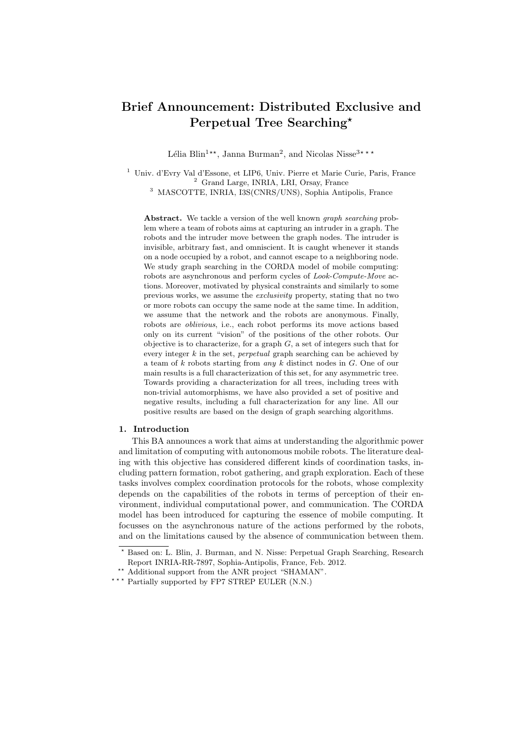# Brief Announcement: Distributed Exclusive and Perpetual Tree Searching*

Lélia Blin[1]**, Janna Burman[2], and Nicolas Nisse[3]***

[1] Univ. d'Evry Val d'Essone, et LIP6, Univ. Pierre et Marie Curie, Paris, France
[2] Grand Large, INRIA, LRI, Orsay, France
[3] MASCOTTE, INRIA, I3S(CNRS/UNS), Sophia Antipolis, France

**Abstract.** We tackle a version of the well known *graph searching* problem where a team of robots aims at capturing an intruder in a graph. The robots and the intruder move between the graph nodes. The intruder is invisible, arbitrary fast, and omniscient. It is caught whenever it stands on a node occupied by a robot, and cannot escape to a neighboring node. We study graph searching in the CORDA model of mobile computing: robots are asynchronous and perform cycles of *Look-Compute-Move* actions. Moreover, motivated by physical constraints and similarly to some previous works, we assume the *exclusivity* property, stating that no two or more robots can occupy the same node at the same time. In addition, we assume that the network and the robots are anonymous. Finally, robots are *oblivious*, i.e., each robot performs its move actions based only on its current "vision" of the positions of the other robots. Our objective is to characterize, for a graph $G$, a set of integers such that for every integer $k$ in the set, *perpetual* graph searching can be achieved by a team of $k$ robots starting from *any* $k$ distinct nodes in $G$. One of our main results is a full characterization of this set, for any asymmetric tree. Towards providing a characterization for all trees, including trees with non-trivial automorphisms, we have also provided a set of positive and negative results, including a full characterization for any line. All our positive results are based on the design of graph searching algorithms.

## 1. Introduction

This BA announces a work that aims at understanding the algorithmic power and limitation of computing with autonomous mobile robots. The literature dealing with this objective has considered different kinds of coordination tasks, including pattern formation, robot gathering, and graph exploration. Each of these tasks involves complex coordination protocols for the robots, whose complexity depends on the capabilities of the robots in terms of perception of their environment, individual computational power, and communication. The CORDA model has been introduced for capturing the essence of mobile computing. It focusses on the asynchronous nature of the actions performed by the robots, and on the limitations caused by the absence of communication between them.

---

\* Based on: L. Blin, J. Burman, and N. Nisse: Perpetual Graph Searching, Research Report INRIA-RR-7897, Sophia-Antipolis, France, Feb. 2012.

\*\* Additional support from the ANR project "SHAMAN".

\*\*\* Partially supported by FP7 STREP EULER (N.N.)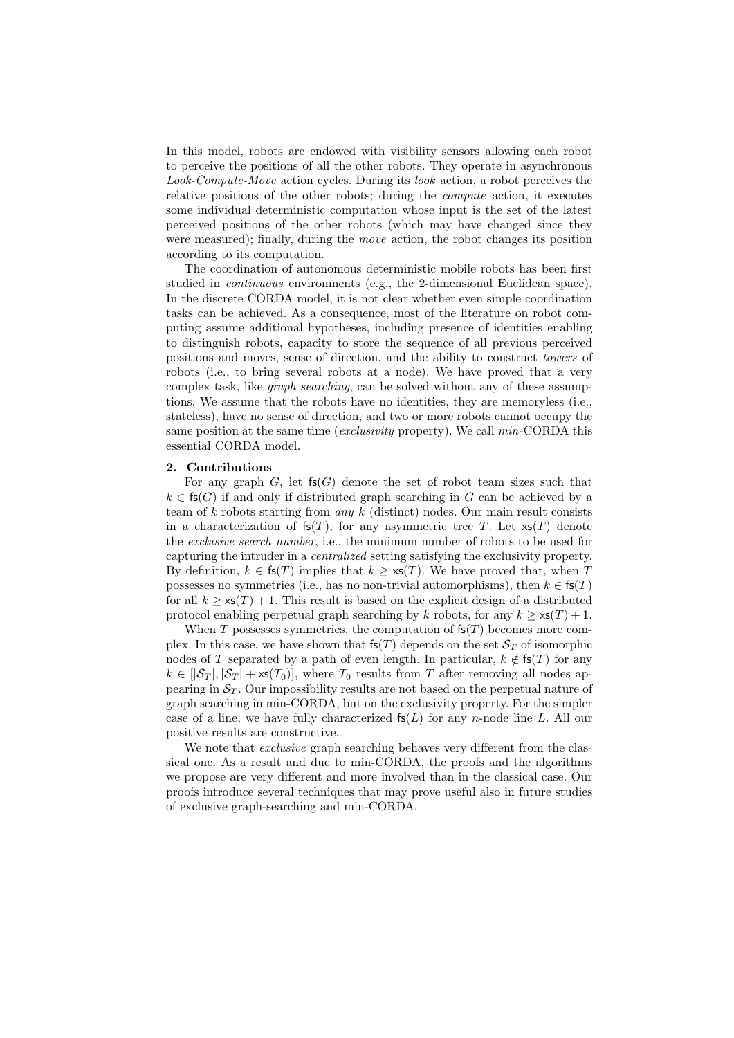In this model, robots are endowed with visibility sensors allowing each robot to perceive the positions of all the other robots. They operate in asynchronous *Look-Compute-Move* action cycles. During its *look* action, a robot perceives the relative positions of the other robots; during the *compute* action, it executes some individual deterministic computation whose input is the set of the latest perceived positions of the other robots (which may have changed since they were measured); finally, during the *move* action, the robot changes its position according to its computation.

The coordination of autonomous deterministic mobile robots has been first studied in *continuous* environments (e.g., the 2-dimensional Euclidean space). In the discrete CORDA model, it is not clear whether even simple coordination tasks can be achieved. As a consequence, most of the literature on robot computing assume additional hypotheses, including presence of identities enabling to distinguish robots, capacity to store the sequence of all previous perceived positions and moves, sense of direction, and the ability to construct *towers* of robots (i.e., to bring several robots at a node). We have proved that a very complex task, like *graph searching*, can be solved without any of these assumptions. We assume that the robots have no identities, they are memoryless (i.e., stateless), have no sense of direction, and two or more robots cannot occupy the same position at the same time (*exclusivity* property). We call *min*-CORDA this essential CORDA model.

## 2. Contributions

For any graph $G$, let $\mathsf{fs}(G)$ denote the set of robot team sizes such that $k \in \mathsf{fs}(G)$ if and only if distributed graph searching in $G$ can be achieved by a team of $k$ robots starting from *any* $k$ (distinct) nodes. Our main result consists in a characterization of $\mathsf{fs}(T)$, for any asymmetric tree $T$. Let $\mathsf{xs}(T)$ denote the *exclusive search number*, i.e., the minimum number of robots to be used for capturing the intruder in a *centralized* setting satisfying the exclusivity property. By definition, $k \in \mathsf{fs}(T)$ implies that $k \geq \mathsf{xs}(T)$. We have proved that, when $T$ possesses no symmetries (i.e., has no non-trivial automorphisms), then $k \in \mathsf{fs}(T)$ for all $k \geq \mathsf{xs}(T) + 1$. This result is based on the explicit design of a distributed protocol enabling perpetual graph searching by $k$ robots, for any $k \geq \mathsf{xs}(T) + 1$.

When $T$ possesses symmetries, the computation of $\mathsf{fs}(T)$ becomes more complex. In this case, we have shown that $\mathsf{fs}(T)$ depends on the set $\mathcal{S}_T$ of isomorphic nodes of $T$ separated by a path of even length. In particular, $k \notin \mathsf{fs}(T)$ for any $k \in [|\mathcal{S}_T|, |\mathcal{S}_T| + \mathsf{xs}(T_0)]$, where $T_0$ results from $T$ after removing all nodes appearing in $\mathcal{S}_T$. Our impossibility results are not based on the perpetual nature of graph searching in min-CORDA, but on the exclusivity property. For the simpler case of a line, we have fully characterized $\mathsf{fs}(L)$ for any $n$-node line $L$. All our positive results are constructive.

We note that *exclusive* graph searching behaves very different from the classical one. As a result and due to min-CORDA, the proofs and the algorithms we propose are very different and more involved than in the classical case. Our proofs introduce several techniques that may prove useful also in future studies of exclusive graph-searching and min-CORDA.